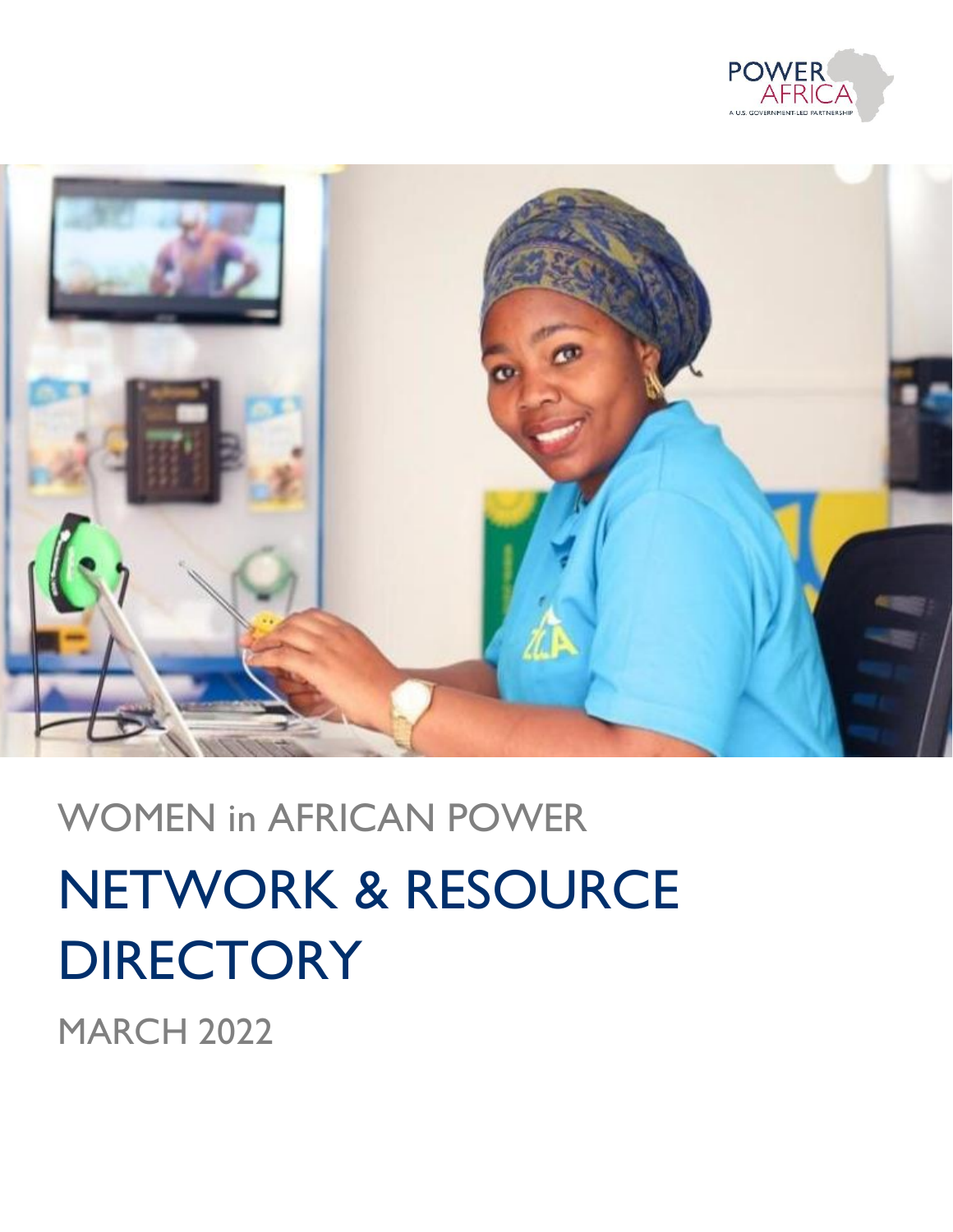POWER AFRICA
A U.S. GOVERNMENT-LED PARTNERSHIP

WOMEN in AFRICAN POWER

# NETWORK & RESOURCE DIRECTORY

MARCH 2022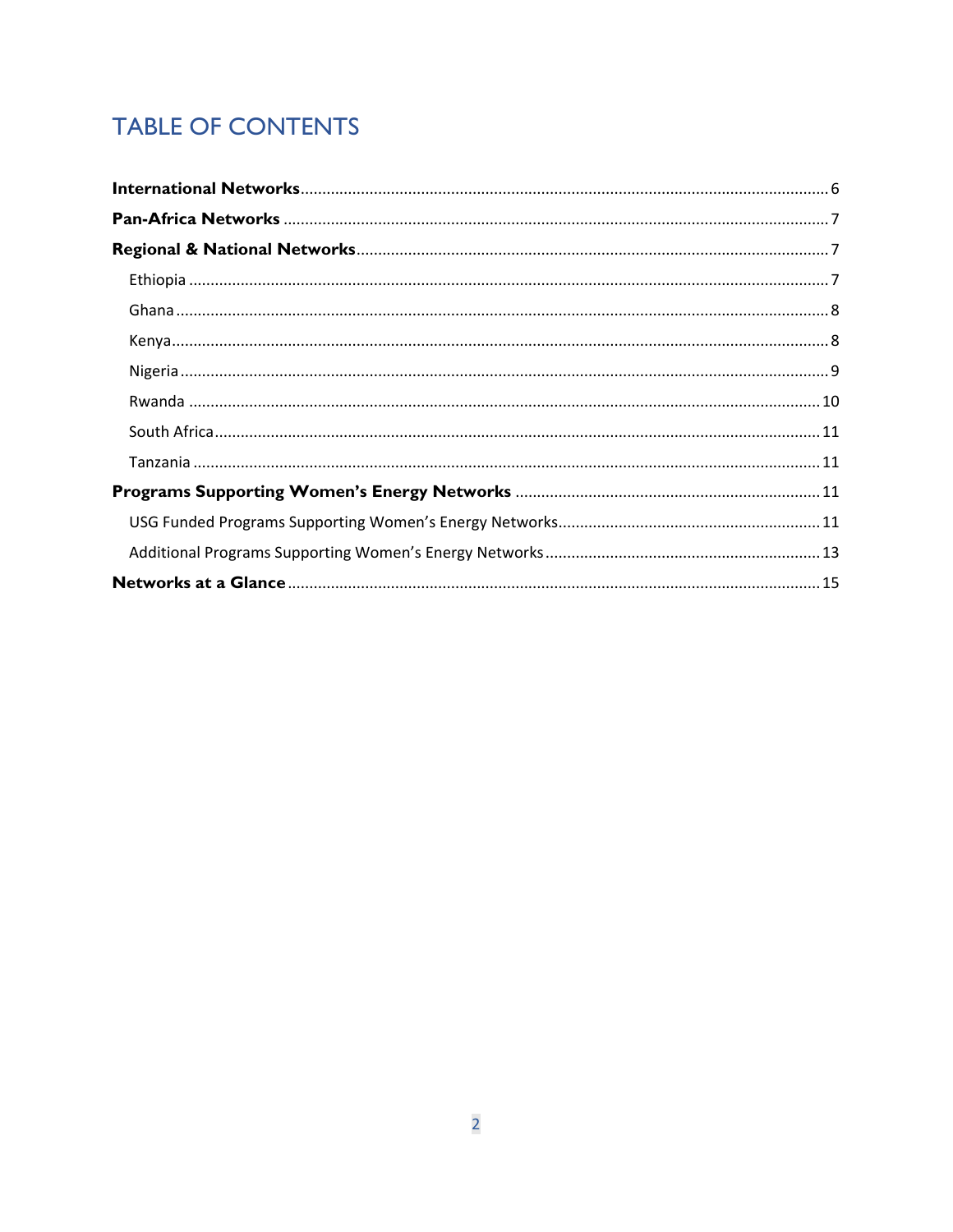# TABLE OF CONTENTS

**International Networks** ........................................................................................................... 6

**Pan-Africa Networks** ................................................................................................................ 7

**Regional & National Networks** ................................................................................................ 7

- Ethiopia ..................................................................................................................................... 7
- Ghana ........................................................................................................................................ 8
- Kenya ......................................................................................................................................... 8
- Nigeria ....................................................................................................................................... 9
- Rwanda ..................................................................................................................................... 10
- South Africa ............................................................................................................................. 11
- Tanzania ................................................................................................................................... 11

**Programs Supporting Women's Energy Networks** ................................................................. 11

- USG Funded Programs Supporting Women's Energy Networks ............................................. 11
- Additional Programs Supporting Women's Energy Networks ................................................. 13

**Networks at a Glance** ............................................................................................................. 15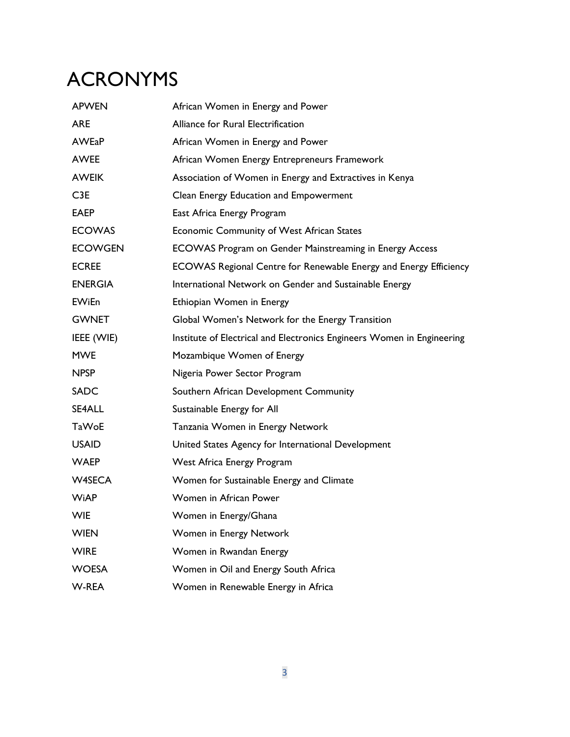# ACRONYMS

| | |
|---|---|
| APWEN | African Women in Energy and Power |
| ARE | Alliance for Rural Electrification |
| AWEaP | African Women in Energy and Power |
| AWEE | African Women Energy Entrepreneurs Framework |
| AWEIK | Association of Women in Energy and Extractives in Kenya |
| C3E | Clean Energy Education and Empowerment |
| EAEP | East Africa Energy Program |
| ECOWAS | Economic Community of West African States |
| ECOWGEN | ECOWAS Program on Gender Mainstreaming in Energy Access |
| ECREE | ECOWAS Regional Centre for Renewable Energy and Energy Efficiency |
| ENERGIA | International Network on Gender and Sustainable Energy |
| EWiEn | Ethiopian Women in Energy |
| GWNET | Global Women's Network for the Energy Transition |
| IEEE (WIE) | Institute of Electrical and Electronics Engineers Women in Engineering |
| MWE | Mozambique Women of Energy |
| NPSP | Nigeria Power Sector Program |
| SADC | Southern African Development Community |
| SE4ALL | Sustainable Energy for All |
| TaWoE | Tanzania Women in Energy Network |
| USAID | United States Agency for International Development |
| WAEP | West Africa Energy Program |
| W4SECA | Women for Sustainable Energy and Climate |
| WiAP | Women in African Power |
| WIE | Women in Energy/Ghana |
| WIEN | Women in Energy Network |
| WIRE | Women in Rwandan Energy |
| WOESA | Women in Oil and Energy South Africa |
| W-REA | Women in Renewable Energy in Africa |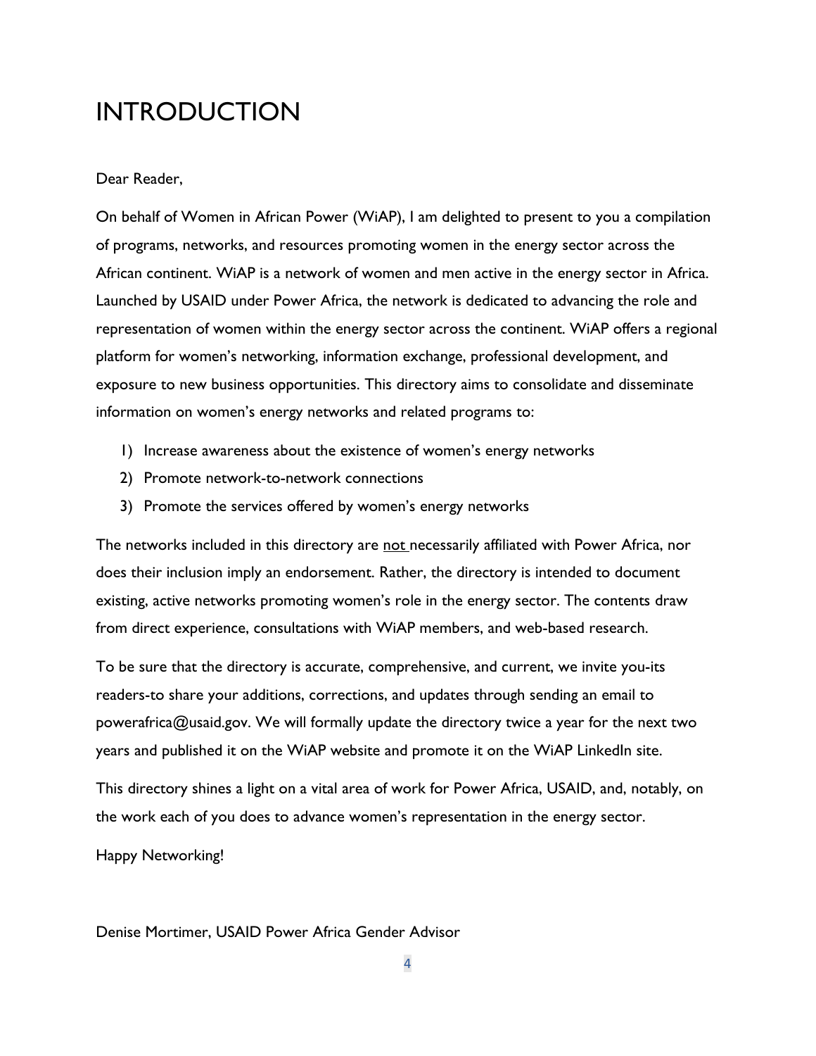# INTRODUCTION

Dear Reader,

On behalf of Women in African Power (WiAP), I am delighted to present to you a compilation of programs, networks, and resources promoting women in the energy sector across the African continent. WiAP is a network of women and men active in the energy sector in Africa. Launched by USAID under Power Africa, the network is dedicated to advancing the role and representation of women within the energy sector across the continent. WiAP offers a regional platform for women's networking, information exchange, professional development, and exposure to new business opportunities. This directory aims to consolidate and disseminate information on women's energy networks and related programs to:

1) Increase awareness about the existence of women's energy networks
2) Promote network-to-network connections
3) Promote the services offered by women's energy networks

The networks included in this directory are <u>not</u> necessarily affiliated with Power Africa, nor does their inclusion imply an endorsement. Rather, the directory is intended to document existing, active networks promoting women's role in the energy sector. The contents draw from direct experience, consultations with WiAP members, and web-based research.

To be sure that the directory is accurate, comprehensive, and current, we invite you-its readers-to share your additions, corrections, and updates through sending an email to powerafrica@usaid.gov. We will formally update the directory twice a year for the next two years and published it on the WiAP website and promote it on the WiAP LinkedIn site.

This directory shines a light on a vital area of work for Power Africa, USAID, and, notably, on the work each of you does to advance women's representation in the energy sector.

Happy Networking!

Denise Mortimer, USAID Power Africa Gender Advisor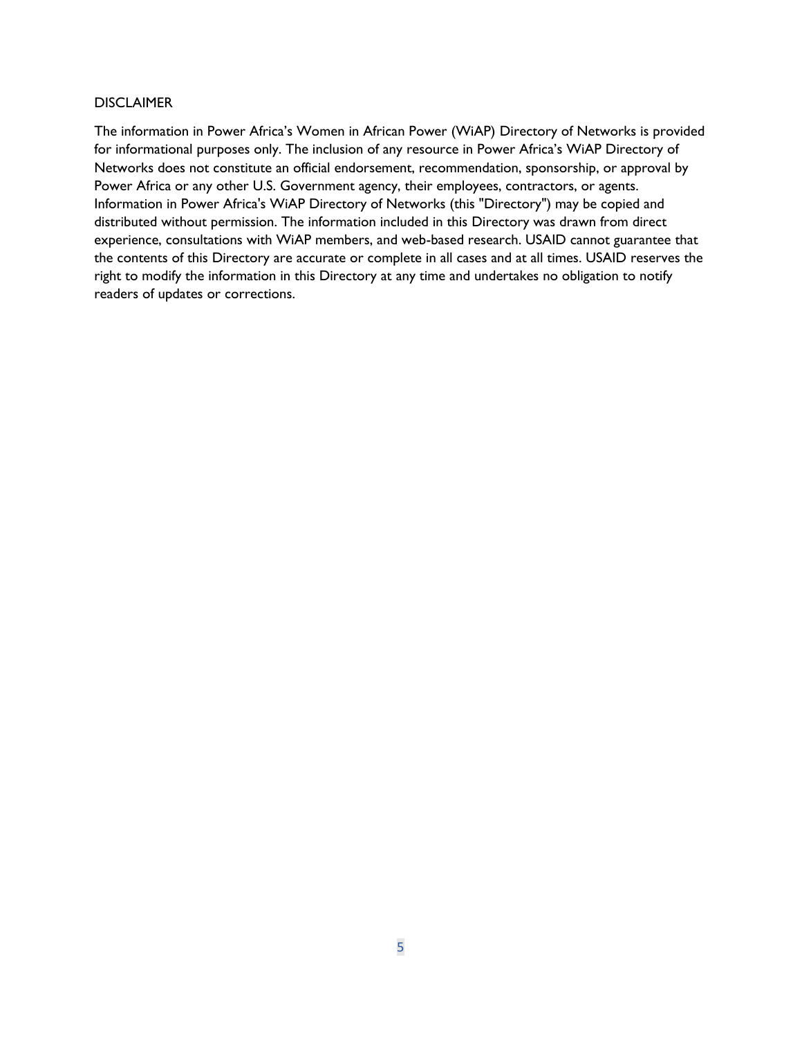## DISCLAIMER

The information in Power Africa's Women in African Power (WiAP) Directory of Networks is provided for informational purposes only. The inclusion of any resource in Power Africa's WiAP Directory of Networks does not constitute an official endorsement, recommendation, sponsorship, or approval by Power Africa or any other U.S. Government agency, their employees, contractors, or agents. Information in Power Africa's WiAP Directory of Networks (this "Directory") may be copied and distributed without permission. The information included in this Directory was drawn from direct experience, consultations with WiAP members, and web-based research. USAID cannot guarantee that the contents of this Directory are accurate or complete in all cases and at all times. USAID reserves the right to modify the information in this Directory at any time and undertakes no obligation to notify readers of updates or corrections.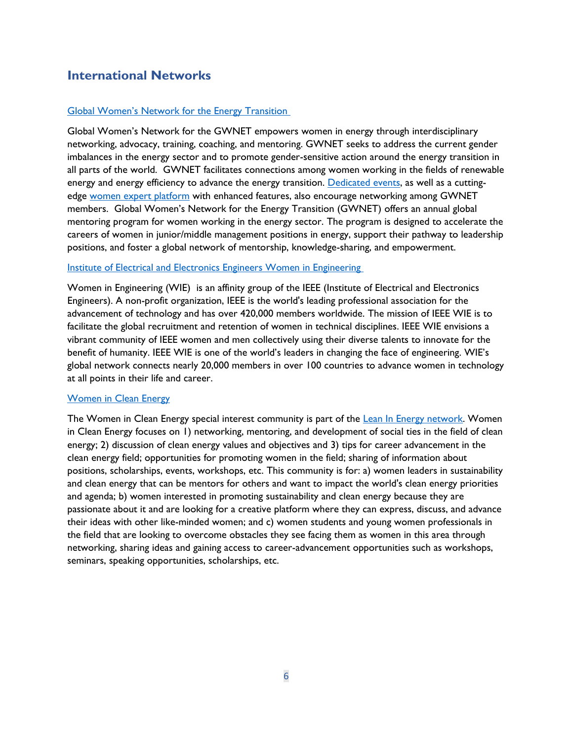## International Networks

Global Women's Network for the Energy Transition

Global Women's Network for the GWNET empowers women in energy through interdisciplinary networking, advocacy, training, coaching, and mentoring. GWNET seeks to address the current gender imbalances in the energy sector and to promote gender-sensitive action around the energy transition in all parts of the world. GWNET facilitates connections among women working in the fields of renewable energy and energy efficiency to advance the energy transition. Dedicated events, as well as a cutting-edge women expert platform with enhanced features, also encourage networking among GWNET members. Global Women's Network for the Energy Transition (GWNET) offers an annual global mentoring program for women working in the energy sector. The program is designed to accelerate the careers of women in junior/middle management positions in energy, support their pathway to leadership positions, and foster a global network of mentorship, knowledge-sharing, and empowerment.

Institute of Electrical and Electronics Engineers Women in Engineering

Women in Engineering (WIE) is an affinity group of the IEEE (Institute of Electrical and Electronics Engineers). A non-profit organization, IEEE is the world's leading professional association for the advancement of technology and has over 420,000 members worldwide. The mission of IEEE WIE is to facilitate the global recruitment and retention of women in technical disciplines. IEEE WIE envisions a vibrant community of IEEE women and men collectively using their diverse talents to innovate for the benefit of humanity. IEEE WIE is one of the world's leaders in changing the face of engineering. WIE's global network connects nearly 20,000 members in over 100 countries to advance women in technology at all points in their life and career.

Women in Clean Energy

The Women in Clean Energy special interest community is part of the Lean In Energy network. Women in Clean Energy focuses on 1) networking, mentoring, and development of social ties in the field of clean energy; 2) discussion of clean energy values and objectives and 3) tips for career advancement in the clean energy field; opportunities for promoting women in the field; sharing of information about positions, scholarships, events, workshops, etc. This community is for: a) women leaders in sustainability and clean energy that can be mentors for others and want to impact the world's clean energy priorities and agenda; b) women interested in promoting sustainability and clean energy because they are passionate about it and are looking for a creative platform where they can express, discuss, and advance their ideas with other like-minded women; and c) women students and young women professionals in the field that are looking to overcome obstacles they see facing them as women in this area through networking, sharing ideas and gaining access to career-advancement opportunities such as workshops, seminars, speaking opportunities, scholarships, etc.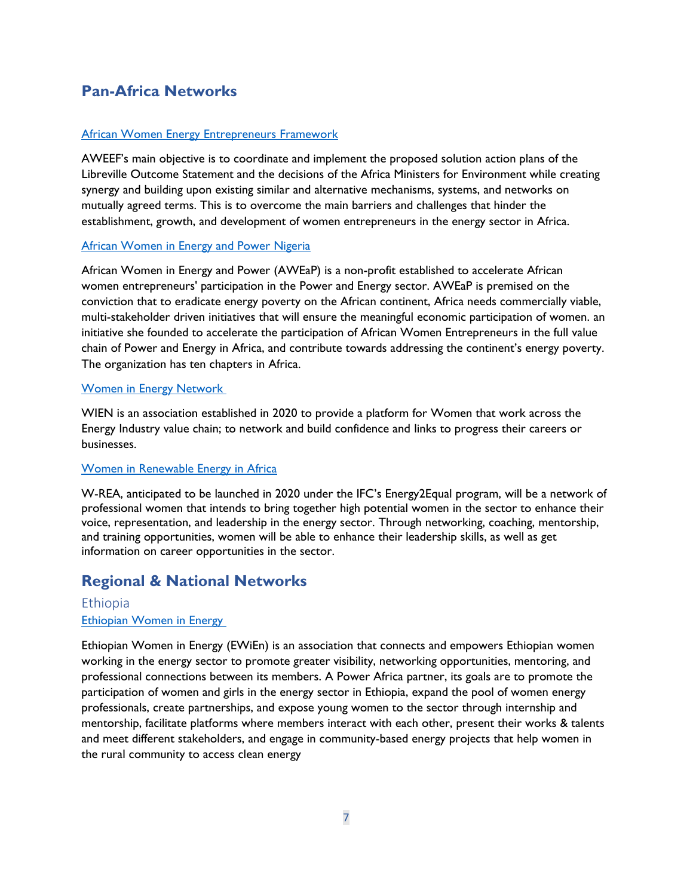## Pan-Africa Networks

[African Women Energy Entrepreneurs Framework]

AWEEF's main objective is to coordinate and implement the proposed solution action plans of the Libreville Outcome Statement and the decisions of the Africa Ministers for Environment while creating synergy and building upon existing similar and alternative mechanisms, systems, and networks on mutually agreed terms. This is to overcome the main barriers and challenges that hinder the establishment, growth, and development of women entrepreneurs in the energy sector in Africa.

[African Women in Energy and Power Nigeria]

African Women in Energy and Power (AWEaP) is a non-profit established to accelerate African women entrepreneurs' participation in the Power and Energy sector. AWEaP is premised on the conviction that to eradicate energy poverty on the African continent, Africa needs commercially viable, multi-stakeholder driven initiatives that will ensure the meaningful economic participation of women. an initiative she founded to accelerate the participation of African Women Entrepreneurs in the full value chain of Power and Energy in Africa, and contribute towards addressing the continent's energy poverty. The organization has ten chapters in Africa.

[Women in Energy Network]

WIEN is an association established in 2020 to provide a platform for Women that work across the Energy Industry value chain; to network and build confidence and links to progress their careers or businesses.

[Women in Renewable Energy in Africa]

W-REA, anticipated to be launched in 2020 under the IFC's Energy2Equal program, will be a network of professional women that intends to bring together high potential women in the sector to enhance their voice, representation, and leadership in the energy sector. Through networking, coaching, mentorship, and training opportunities, women will be able to enhance their leadership skills, as well as get information on career opportunities in the sector.

## Regional & National Networks

### Ethiopia

[Ethiopian Women in Energy]

Ethiopian Women in Energy (EWiEn) is an association that connects and empowers Ethiopian women working in the energy sector to promote greater visibility, networking opportunities, mentoring, and professional connections between its members. A Power Africa partner, its goals are to promote the participation of women and girls in the energy sector in Ethiopia, expand the pool of women energy professionals, create partnerships, and expose young women to the sector through internship and mentorship, facilitate platforms where members interact with each other, present their works & talents and meet different stakeholders, and engage in community-based energy projects that help women in the rural community to access clean energy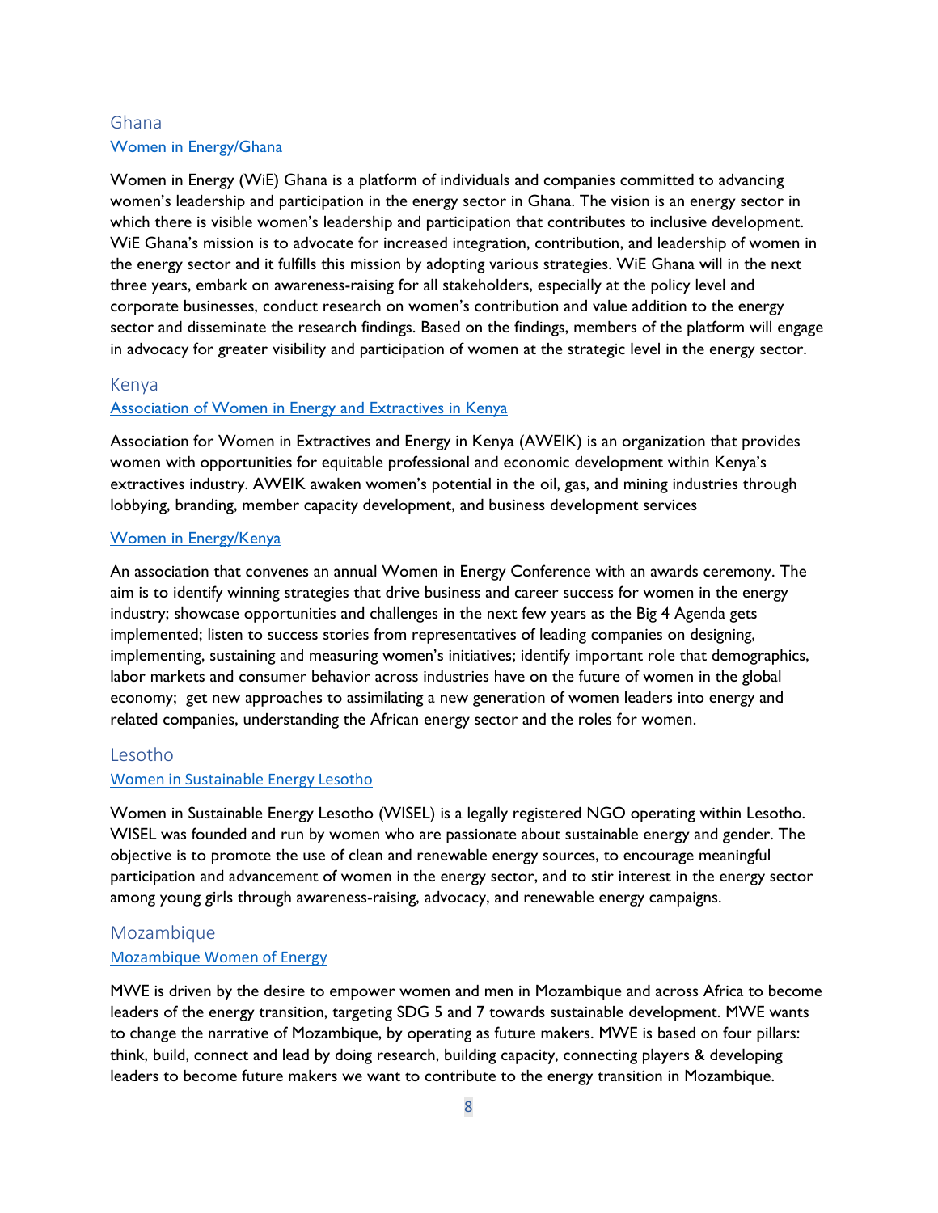## Ghana

### Women in Energy/Ghana

Women in Energy (WiE) Ghana is a platform of individuals and companies committed to advancing women's leadership and participation in the energy sector in Ghana. The vision is an energy sector in which there is visible women's leadership and participation that contributes to inclusive development. WiE Ghana's mission is to advocate for increased integration, contribution, and leadership of women in the energy sector and it fulfills this mission by adopting various strategies. WiE Ghana will in the next three years, embark on awareness-raising for all stakeholders, especially at the policy level and corporate businesses, conduct research on women's contribution and value addition to the energy sector and disseminate the research findings. Based on the findings, members of the platform will engage in advocacy for greater visibility and participation of women at the strategic level in the energy sector.

## Kenya

### Association of Women in Energy and Extractives in Kenya

Association for Women in Extractives and Energy in Kenya (AWEIK) is an organization that provides women with opportunities for equitable professional and economic development within Kenya's extractives industry. AWEIK awaken women's potential in the oil, gas, and mining industries through lobbying, branding, member capacity development, and business development services

### Women in Energy/Kenya

An association that convenes an annual Women in Energy Conference with an awards ceremony. The aim is to identify winning strategies that drive business and career success for women in the energy industry; showcase opportunities and challenges in the next few years as the Big 4 Agenda gets implemented; listen to success stories from representatives of leading companies on designing, implementing, sustaining and measuring women's initiatives; identify important role that demographics, labor markets and consumer behavior across industries have on the future of women in the global economy; get new approaches to assimilating a new generation of women leaders into energy and related companies, understanding the African energy sector and the roles for women.

## Lesotho

### Women in Sustainable Energy Lesotho

Women in Sustainable Energy Lesotho (WISEL) is a legally registered NGO operating within Lesotho. WISEL was founded and run by women who are passionate about sustainable energy and gender. The objective is to promote the use of clean and renewable energy sources, to encourage meaningful participation and advancement of women in the energy sector, and to stir interest in the energy sector among young girls through awareness-raising, advocacy, and renewable energy campaigns.

## Mozambique

### Mozambique Women of Energy

MWE is driven by the desire to empower women and men in Mozambique and across Africa to become leaders of the energy transition, targeting SDG 5 and 7 towards sustainable development. MWE wants to change the narrative of Mozambique, by operating as future makers. MWE is based on four pillars: think, build, connect and lead by doing research, building capacity, connecting players & developing leaders to become future makers we want to contribute to the energy transition in Mozambique.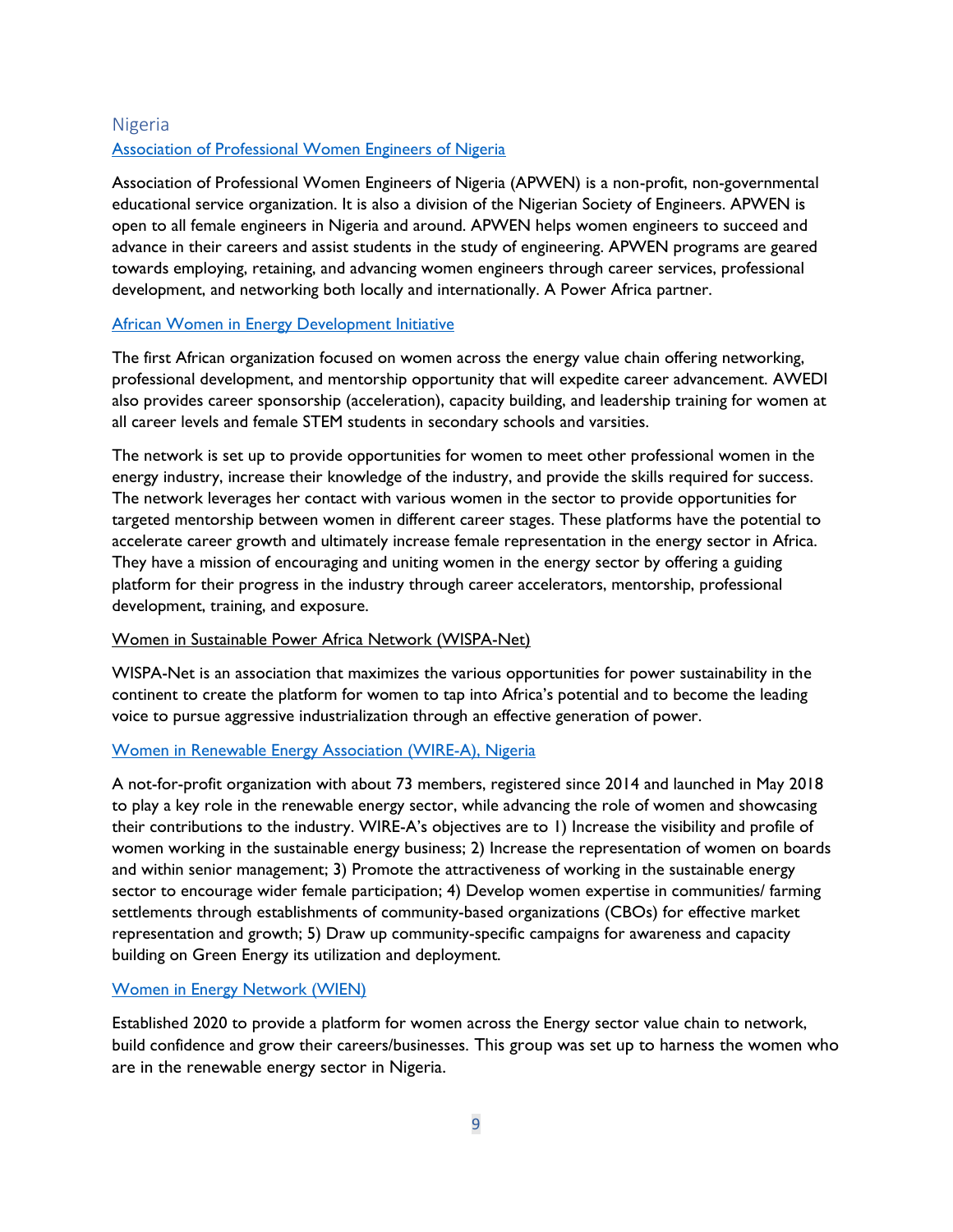## Nigeria

### Association of Professional Women Engineers of Nigeria

Association of Professional Women Engineers of Nigeria (APWEN) is a non-profit, non-governmental educational service organization. It is also a division of the Nigerian Society of Engineers. APWEN is open to all female engineers in Nigeria and around. APWEN helps women engineers to succeed and advance in their careers and assist students in the study of engineering. APWEN programs are geared towards employing, retaining, and advancing women engineers through career services, professional development, and networking both locally and internationally. A Power Africa partner.

### African Women in Energy Development Initiative

The first African organization focused on women across the energy value chain offering networking, professional development, and mentorship opportunity that will expedite career advancement. AWEDI also provides career sponsorship (acceleration), capacity building, and leadership training for women at all career levels and female STEM students in secondary schools and varsities.

The network is set up to provide opportunities for women to meet other professional women in the energy industry, increase their knowledge of the industry, and provide the skills required for success. The network leverages her contact with various women in the sector to provide opportunities for targeted mentorship between women in different career stages. These platforms have the potential to accelerate career growth and ultimately increase female representation in the energy sector in Africa. They have a mission of encouraging and uniting women in the energy sector by offering a guiding platform for their progress in the industry through career accelerators, mentorship, professional development, training, and exposure.

### Women in Sustainable Power Africa Network (WISPA-Net)

WISPA-Net is an association that maximizes the various opportunities for power sustainability in the continent to create the platform for women to tap into Africa's potential and to become the leading voice to pursue aggressive industrialization through an effective generation of power.

### Women in Renewable Energy Association (WIRE-A), Nigeria

A not-for-profit organization with about 73 members, registered since 2014 and launched in May 2018 to play a key role in the renewable energy sector, while advancing the role of women and showcasing their contributions to the industry. WIRE-A's objectives are to 1) Increase the visibility and profile of women working in the sustainable energy business; 2) Increase the representation of women on boards and within senior management; 3) Promote the attractiveness of working in the sustainable energy sector to encourage wider female participation; 4) Develop women expertise in communities/ farming settlements through establishments of community-based organizations (CBOs) for effective market representation and growth; 5) Draw up community-specific campaigns for awareness and capacity building on Green Energy its utilization and deployment.

### Women in Energy Network (WIEN)

Established 2020 to provide a platform for women across the Energy sector value chain to network, build confidence and grow their careers/businesses. This group was set up to harness the women who are in the renewable energy sector in Nigeria.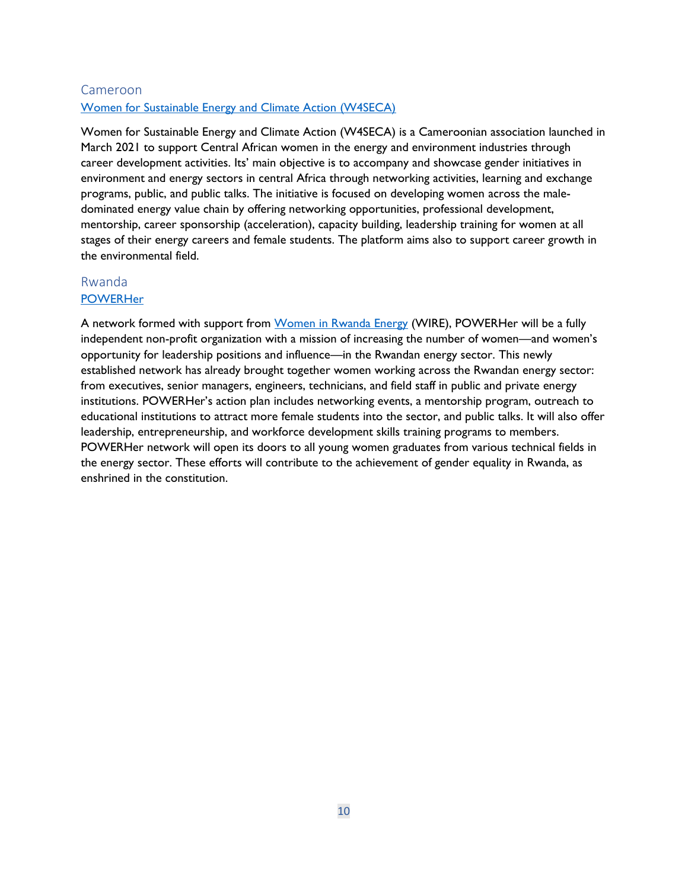## Cameroon

### Women for Sustainable Energy and Climate Action (W4SECA)

Women for Sustainable Energy and Climate Action (W4SECA) is a Cameroonian association launched in March 2021 to support Central African women in the energy and environment industries through career development activities. Its' main objective is to accompany and showcase gender initiatives in environment and energy sectors in central Africa through networking activities, learning and exchange programs, public, and public talks. The initiative is focused on developing women across the male-dominated energy value chain by offering networking opportunities, professional development, mentorship, career sponsorship (acceleration), capacity building, leadership training for women at all stages of their energy careers and female students. The platform aims also to support career growth in the environmental field.

## Rwanda

### POWERHer

A network formed with support from Women in Rwanda Energy (WIRE), POWERHer will be a fully independent non-profit organization with a mission of increasing the number of women—and women's opportunity for leadership positions and influence—in the Rwandan energy sector. This newly established network has already brought together women working across the Rwandan energy sector: from executives, senior managers, engineers, technicians, and field staff in public and private energy institutions. POWERHer's action plan includes networking events, a mentorship program, outreach to educational institutions to attract more female students into the sector, and public talks. It will also offer leadership, entrepreneurship, and workforce development skills training programs to members. POWERHer network will open its doors to all young women graduates from various technical fields in the energy sector. These efforts will contribute to the achievement of gender equality in Rwanda, as enshrined in the constitution.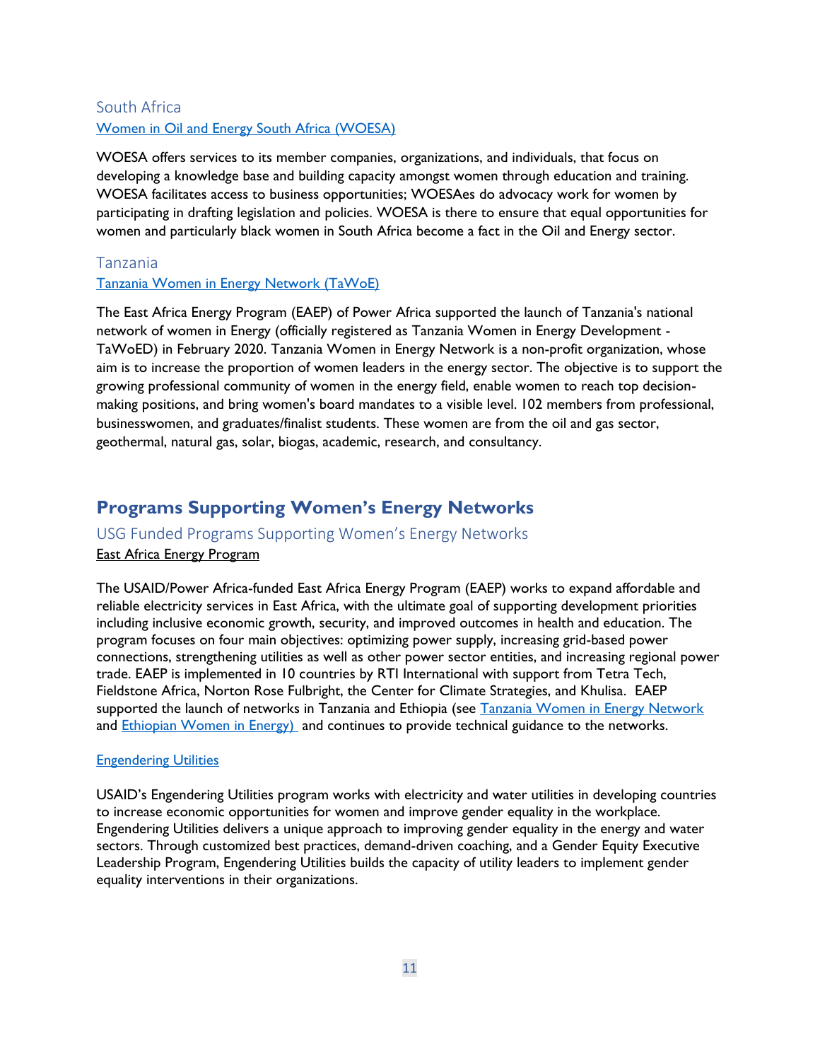### South Africa

[Women in Oil and Energy South Africa (WOESA)]

WOESA offers services to its member companies, organizations, and individuals, that focus on developing a knowledge base and building capacity amongst women through education and training. WOESA facilitates access to business opportunities; WOESAes do advocacy work for women by participating in drafting legislation and policies. WOESA is there to ensure that equal opportunities for women and particularly black women in South Africa become a fact in the Oil and Energy sector.

### Tanzania

[Tanzania Women in Energy Network (TaWoE)]

The East Africa Energy Program (EAEP) of Power Africa supported the launch of Tanzania's national network of women in Energy (officially registered as Tanzania Women in Energy Development - TaWoED) in February 2020. Tanzania Women in Energy Network is a non-profit organization, whose aim is to increase the proportion of women leaders in the energy sector. The objective is to support the growing professional community of women in the energy field, enable women to reach top decision-making positions, and bring women's board mandates to a visible level. 102 members from professional, businesswomen, and graduates/finalist students. These women are from the oil and gas sector, geothermal, natural gas, solar, biogas, academic, research, and consultancy.

## Programs Supporting Women's Energy Networks

### USG Funded Programs Supporting Women's Energy Networks

East Africa Energy Program

The USAID/Power Africa-funded East Africa Energy Program (EAEP) works to expand affordable and reliable electricity services in East Africa, with the ultimate goal of supporting development priorities including inclusive economic growth, security, and improved outcomes in health and education. The program focuses on four main objectives: optimizing power supply, increasing grid-based power connections, strengthening utilities as well as other power sector entities, and increasing regional power trade. EAEP is implemented in 10 countries by RTI International with support from Tetra Tech, Fieldstone Africa, Norton Rose Fulbright, the Center for Climate Strategies, and Khulisa. EAEP supported the launch of networks in Tanzania and Ethiopia (see Tanzania Women in Energy Network and Ethiopian Women in Energy) and continues to provide technical guidance to the networks.

Engendering Utilities

USAID's Engendering Utilities program works with electricity and water utilities in developing countries to increase economic opportunities for women and improve gender equality in the workplace. Engendering Utilities delivers a unique approach to improving gender equality in the energy and water sectors. Through customized best practices, demand-driven coaching, and a Gender Equity Executive Leadership Program, Engendering Utilities builds the capacity of utility leaders to implement gender equality interventions in their organizations.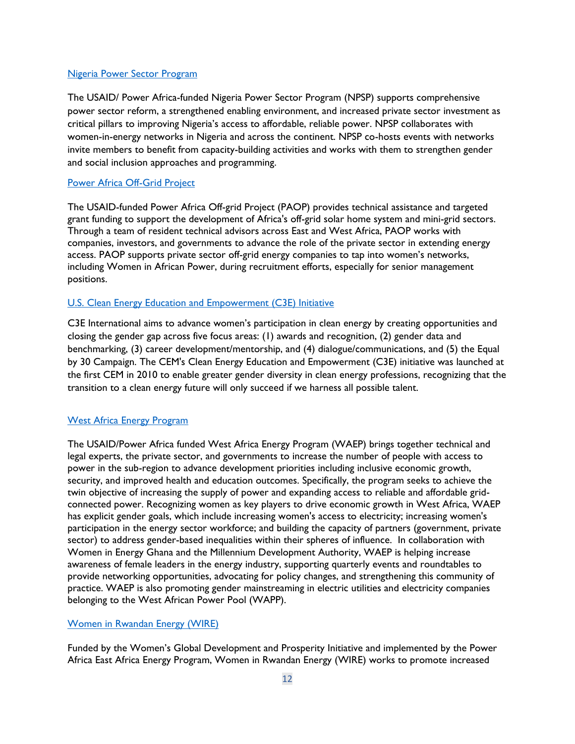[Nigeria Power Sector Program](#)

The USAID/ Power Africa-funded Nigeria Power Sector Program (NPSP) supports comprehensive power sector reform, a strengthened enabling environment, and increased private sector investment as critical pillars to improving Nigeria's access to affordable, reliable power. NPSP collaborates with women-in-energy networks in Nigeria and across the continent. NPSP co-hosts events with networks invite members to benefit from capacity-building activities and works with them to strengthen gender and social inclusion approaches and programming.

[Power Africa Off-Grid Project](#)

The USAID-funded Power Africa Off-grid Project (PAOP) provides technical assistance and targeted grant funding to support the development of Africa's off-grid solar home system and mini-grid sectors. Through a team of resident technical advisors across East and West Africa, PAOP works with companies, investors, and governments to advance the role of the private sector in extending energy access. PAOP supports private sector off-grid energy companies to tap into women's networks, including Women in African Power, during recruitment efforts, especially for senior management positions.

[U.S. Clean Energy Education and Empowerment (C3E) Initiative](#)

C3E International aims to advance women's participation in clean energy by creating opportunities and closing the gender gap across five focus areas: (1) awards and recognition, (2) gender data and benchmarking, (3) career development/mentorship, and (4) dialogue/communications, and (5) the Equal by 30 Campaign. The CEM's Clean Energy Education and Empowerment (C3E) initiative was launched at the first CEM in 2010 to enable greater gender diversity in clean energy professions, recognizing that the transition to a clean energy future will only succeed if we harness all possible talent.

[West Africa Energy Program](#)

The USAID/Power Africa funded West Africa Energy Program (WAEP) brings together technical and legal experts, the private sector, and governments to increase the number of people with access to power in the sub-region to advance development priorities including inclusive economic growth, security, and improved health and education outcomes. Specifically, the program seeks to achieve the twin objective of increasing the supply of power and expanding access to reliable and affordable grid-connected power. Recognizing women as key players to drive economic growth in West Africa, WAEP has explicit gender goals, which include increasing women's access to electricity; increasing women's participation in the energy sector workforce; and building the capacity of partners (government, private sector) to address gender-based inequalities within their spheres of influence. In collaboration with Women in Energy Ghana and the Millennium Development Authority, WAEP is helping increase awareness of female leaders in the energy industry, supporting quarterly events and roundtables to provide networking opportunities, advocating for policy changes, and strengthening this community of practice. WAEP is also promoting gender mainstreaming in electric utilities and electricity companies belonging to the West African Power Pool (WAPP).

[Women in Rwandan Energy (WIRE)](#)

Funded by the Women's Global Development and Prosperity Initiative and implemented by the Power Africa East Africa Energy Program, Women in Rwandan Energy (WIRE) works to promote increased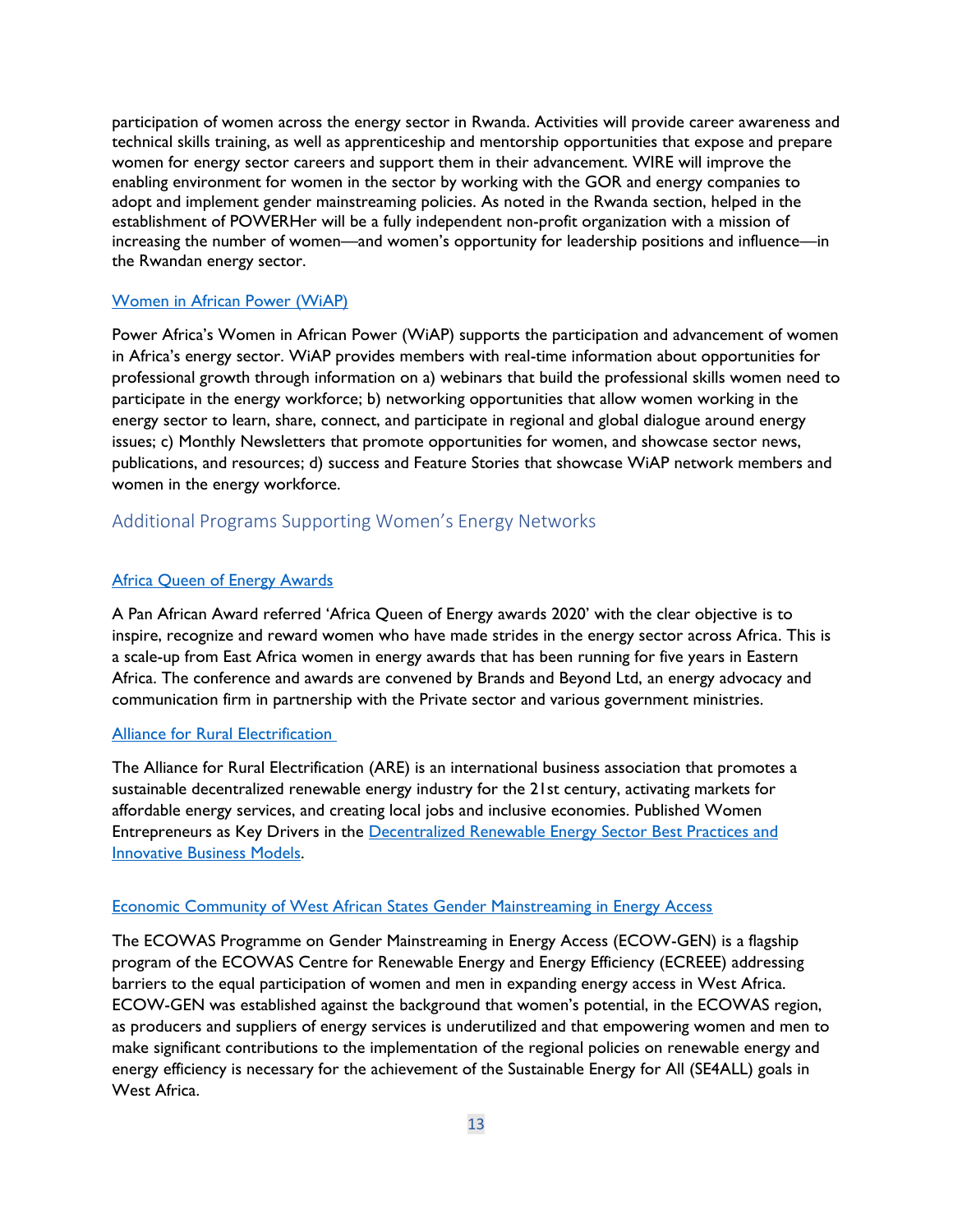participation of women across the energy sector in Rwanda. Activities will provide career awareness and technical skills training, as well as apprenticeship and mentorship opportunities that expose and prepare women for energy sector careers and support them in their advancement. WIRE will improve the enabling environment for women in the sector by working with the GOR and energy companies to adopt and implement gender mainstreaming policies. As noted in the Rwanda section, helped in the establishment of POWERHer will be a fully independent non-profit organization with a mission of increasing the number of women—and women's opportunity for leadership positions and influence—in the Rwandan energy sector.

### Women in African Power (WiAP)

Power Africa's Women in African Power (WiAP) supports the participation and advancement of women in Africa's energy sector. WiAP provides members with real-time information about opportunities for professional growth through information on a) webinars that build the professional skills women need to participate in the energy workforce; b) networking opportunities that allow women working in the energy sector to learn, share, connect, and participate in regional and global dialogue around energy issues; c) Monthly Newsletters that promote opportunities for women, and showcase sector news, publications, and resources; d) success and Feature Stories that showcase WiAP network members and women in the energy workforce.

## Additional Programs Supporting Women's Energy Networks

### Africa Queen of Energy Awards

A Pan African Award referred 'Africa Queen of Energy awards 2020' with the clear objective is to inspire, recognize and reward women who have made strides in the energy sector across Africa. This is a scale-up from East Africa women in energy awards that has been running for five years in Eastern Africa. The conference and awards are convened by Brands and Beyond Ltd, an energy advocacy and communication firm in partnership with the Private sector and various government ministries.

### Alliance for Rural Electrification

The Alliance for Rural Electrification (ARE) is an international business association that promotes a sustainable decentralized renewable energy industry for the 21st century, activating markets for affordable energy services, and creating local jobs and inclusive economies. Published Women Entrepreneurs as Key Drivers in the Decentralized Renewable Energy Sector Best Practices and Innovative Business Models.

### Economic Community of West African States Gender Mainstreaming in Energy Access

The ECOWAS Programme on Gender Mainstreaming in Energy Access (ECOW-GEN) is a flagship program of the ECOWAS Centre for Renewable Energy and Energy Efficiency (ECREEE) addressing barriers to the equal participation of women and men in expanding energy access in West Africa. ECOW-GEN was established against the background that women's potential, in the ECOWAS region, as producers and suppliers of energy services is underutilized and that empowering women and men to make significant contributions to the implementation of the regional policies on renewable energy and energy efficiency is necessary for the achievement of the Sustainable Energy for All (SE4ALL) goals in West Africa.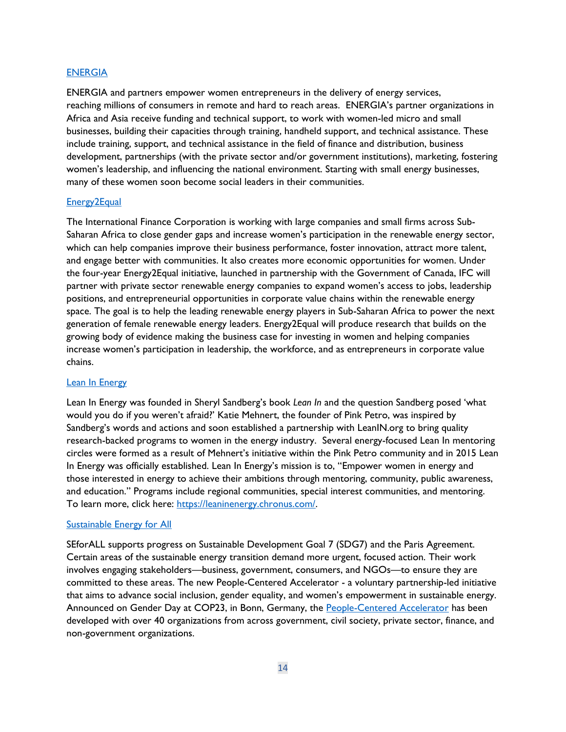### [ENERGIA](#)

ENERGIA and partners empower women entrepreneurs in the delivery of energy services, reaching millions of consumers in remote and hard to reach areas. ENERGIA's partner organizations in Africa and Asia receive funding and technical support, to work with women-led micro and small businesses, building their capacities through training, handheld support, and technical assistance. These include training, support, and technical assistance in the field of finance and distribution, business development, partnerships (with the private sector and/or government institutions), marketing, fostering women's leadership, and influencing the national environment. Starting with small energy businesses, many of these women soon become social leaders in their communities.

### [Energy2Equal](#)

The International Finance Corporation is working with large companies and small firms across Sub-Saharan Africa to close gender gaps and increase women's participation in the renewable energy sector, which can help companies improve their business performance, foster innovation, attract more talent, and engage better with communities. It also creates more economic opportunities for women. Under the four-year Energy2Equal initiative, launched in partnership with the Government of Canada, IFC will partner with private sector renewable energy companies to expand women's access to jobs, leadership positions, and entrepreneurial opportunities in corporate value chains within the renewable energy space. The goal is to help the leading renewable energy players in Sub-Saharan Africa to power the next generation of female renewable energy leaders. Energy2Equal will produce research that builds on the growing body of evidence making the business case for investing in women and helping companies increase women's participation in leadership, the workforce, and as entrepreneurs in corporate value chains.

### [Lean In Energy](#)

Lean In Energy was founded in Sheryl Sandberg's book *Lean In* and the question Sandberg posed 'what would you do if you weren't afraid?' Katie Mehnert, the founder of Pink Petro, was inspired by Sandberg's words and actions and soon established a partnership with LeanIN.org to bring quality research-backed programs to women in the energy industry. Several energy-focused Lean In mentoring circles were formed as a result of Mehnert's initiative within the Pink Petro community and in 2015 Lean In Energy was officially established. Lean In Energy's mission is to, "Empower women in energy and those interested in energy to achieve their ambitions through mentoring, community, public awareness, and education." Programs include regional communities, special interest communities, and mentoring. To learn more, click here: [https://leaninenergy.chronus.com/](https://leaninenergy.chronus.com/).

### [Sustainable Energy for All](#)

SEforALL supports progress on Sustainable Development Goal 7 (SDG7) and the Paris Agreement. Certain areas of the sustainable energy transition demand more urgent, focused action. Their work involves engaging stakeholders—business, government, consumers, and NGOs—to ensure they are committed to these areas. The new People-Centered Accelerator - a voluntary partnership-led initiative that aims to advance social inclusion, gender equality, and women's empowerment in sustainable energy. Announced on Gender Day at COP23, in Bonn, Germany, the [People-Centered Accelerator](#) has been developed with over 40 organizations from across government, civil society, private sector, finance, and non-government organizations.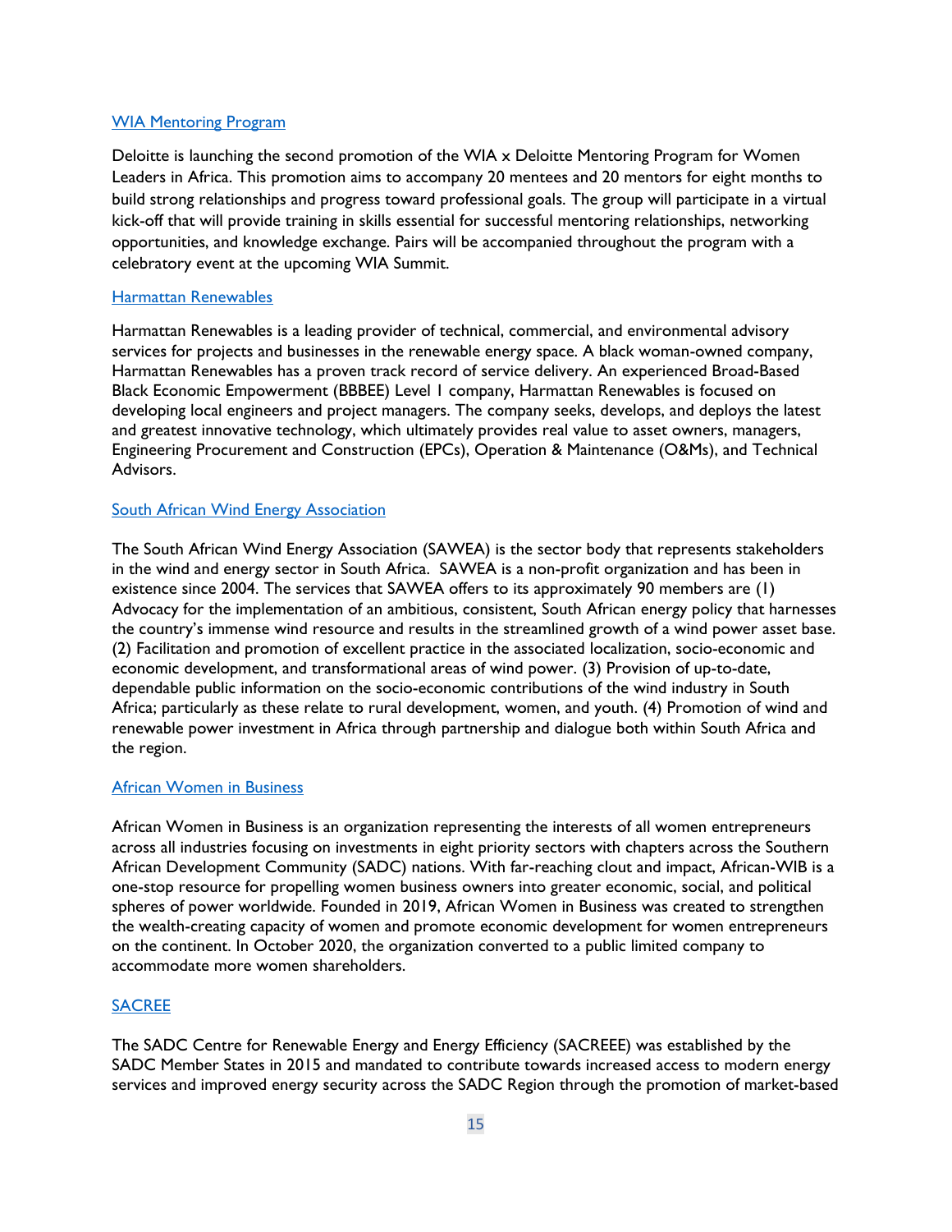[WIA Mentoring Program]

Deloitte is launching the second promotion of the WIA x Deloitte Mentoring Program for Women Leaders in Africa. This promotion aims to accompany 20 mentees and 20 mentors for eight months to build strong relationships and progress toward professional goals. The group will participate in a virtual kick-off that will provide training in skills essential for successful mentoring relationships, networking opportunities, and knowledge exchange. Pairs will be accompanied throughout the program with a celebratory event at the upcoming WIA Summit.

[Harmattan Renewables]

Harmattan Renewables is a leading provider of technical, commercial, and environmental advisory services for projects and businesses in the renewable energy space. A black woman-owned company, Harmattan Renewables has a proven track record of service delivery. An experienced Broad-Based Black Economic Empowerment (BBBEE) Level 1 company, Harmattan Renewables is focused on developing local engineers and project managers. The company seeks, develops, and deploys the latest and greatest innovative technology, which ultimately provides real value to asset owners, managers, Engineering Procurement and Construction (EPCs), Operation & Maintenance (O&Ms), and Technical Advisors.

[South African Wind Energy Association]

The South African Wind Energy Association (SAWEA) is the sector body that represents stakeholders in the wind and energy sector in South Africa. SAWEA is a non-profit organization and has been in existence since 2004. The services that SAWEA offers to its approximately 90 members are (1) Advocacy for the implementation of an ambitious, consistent, South African energy policy that harnesses the country's immense wind resource and results in the streamlined growth of a wind power asset base. (2) Facilitation and promotion of excellent practice in the associated localization, socio-economic and economic development, and transformational areas of wind power. (3) Provision of up-to-date, dependable public information on the socio-economic contributions of the wind industry in South Africa; particularly as these relate to rural development, women, and youth. (4) Promotion of wind and renewable power investment in Africa through partnership and dialogue both within South Africa and the region.

[African Women in Business]

African Women in Business is an organization representing the interests of all women entrepreneurs across all industries focusing on investments in eight priority sectors with chapters across the Southern African Development Community (SADC) nations. With far-reaching clout and impact, African-WIB is a one-stop resource for propelling women business owners into greater economic, social, and political spheres of power worldwide. Founded in 2019, African Women in Business was created to strengthen the wealth-creating capacity of women and promote economic development for women entrepreneurs on the continent. In October 2020, the organization converted to a public limited company to accommodate more women shareholders.

[SACREE]

The SADC Centre for Renewable Energy and Energy Efficiency (SACREEE) was established by the SADC Member States in 2015 and mandated to contribute towards increased access to modern energy services and improved energy security across the SADC Region through the promotion of market-based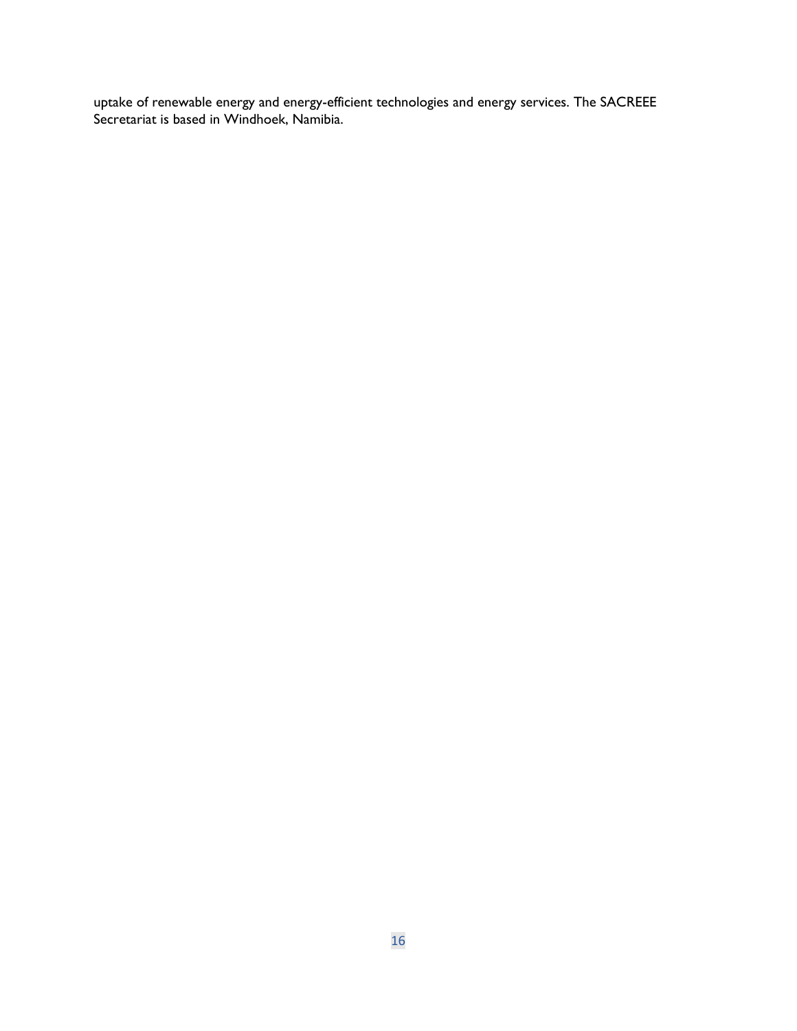uptake of renewable energy and energy-efficient technologies and energy services. The SACREEE Secretariat is based in Windhoek, Namibia.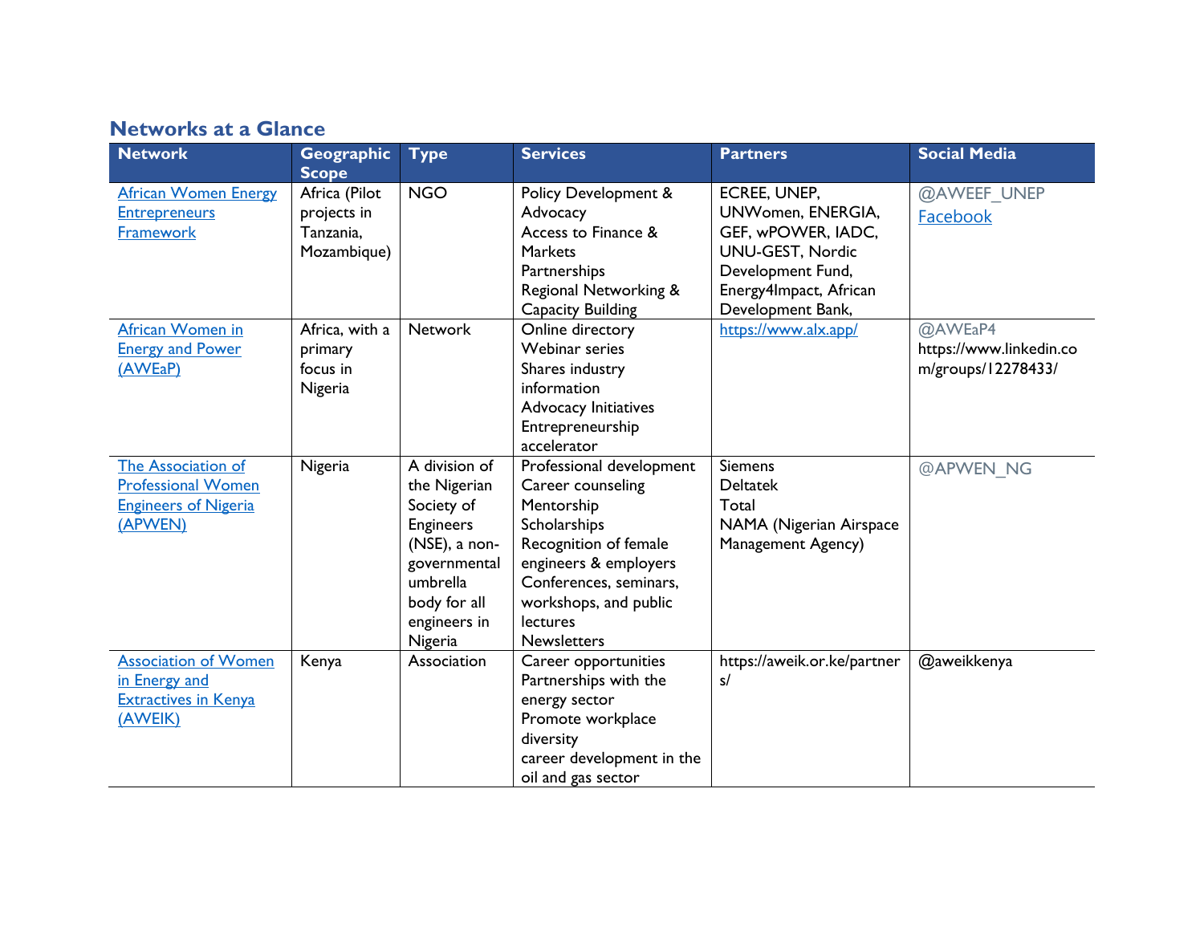## Networks at a Glance

| Network | Geographic Scope | Type | Services | Partners | Social Media |
|---|---|---|---|---|---|
| African Women Energy Entrepreneurs Framework | Africa (Pilot projects in Tanzania, Mozambique) | NGO | Policy Development & Advocacy<br>Access to Finance & Markets<br>Partnerships<br>Regional Networking & Capacity Building | ECREE, UNEP, UNWomen, ENERGIA, GEF, wPOWER, IADC, UNU-GEST, Nordic Development Fund, Energy4Impact, African Development Bank, | @AWEEF_UNEP<br>Facebook |
| African Women in Energy and Power (AWEaP) | Africa, with a primary focus in Nigeria | Network | Online directory<br>Webinar series<br>Shares industry information<br>Advocacy Initiatives<br>Entrepreneurship accelerator | https://www.alx.app/ | @AWEaP4<br>https://www.linkedin.com/groups/12278433/ |
| The Association of Professional Women Engineers of Nigeria (APWEN) | Nigeria | A division of the Nigerian Society of Engineers (NSE), a non-governmental umbrella body for all engineers in Nigeria | Professional development<br>Career counseling<br>Mentorship<br>Scholarships<br>Recognition of female engineers & employers<br>Conferences, seminars, workshops, and public lectures<br>Newsletters | Siemens<br>Deltatek<br>Total<br>NAMA (Nigerian Airspace Management Agency) | @APWEN_NG |
| Association of Women in Energy and Extractives in Kenya (AWEIK) | Kenya | Association | Career opportunities<br>Partnerships with the energy sector<br>Promote workplace diversity<br>career development in the oil and gas sector | https://aweik.or.ke/partners/ | @aweikkenya |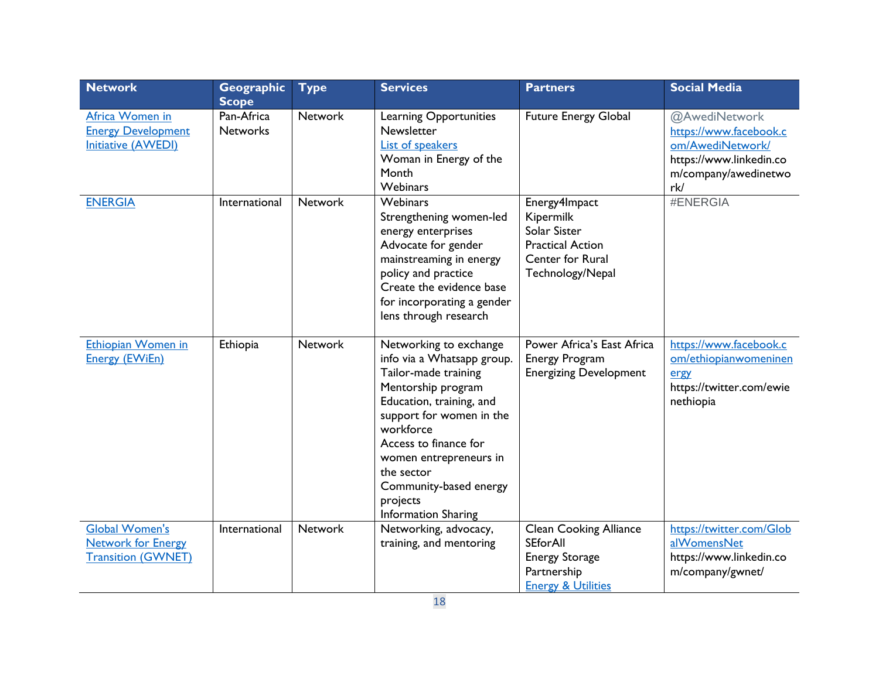| Network | Geographic Scope | Type | Services | Partners | Social Media |
|---|---|---|---|---|---|
| Africa Women in Energy Development Initiative (AWEDI) | Pan-Africa Networks | Network | Learning Opportunities<br>Newsletter<br>List of speakers<br>Woman in Energy of the Month<br>Webinars | Future Energy Global | @AwediNetwork<br>https://www.facebook.com/AwediNetwork/<br>https://www.linkedin.com/company/awedinetwork/ |
| ENERGIA | International | Network | Webinars<br>Strengthening women-led energy enterprises<br>Advocate for gender mainstreaming in energy policy and practice<br>Create the evidence base for incorporating a gender lens through research | Energy4Impact<br>Kipermilk<br>Solar Sister<br>Practical Action<br>Center for Rural Technology/Nepal | #ENERGIA |
| Ethiopian Women in Energy (EWiEn) | Ethiopia | Network | Networking to exchange info via a Whatsapp group.<br>Tailor-made training<br>Mentorship program<br>Education, training, and support for women in the workforce<br>Access to finance for women entrepreneurs in the sector<br>Community-based energy projects<br>Information Sharing | Power Africa's East Africa Energy Program<br>Energizing Development | https://www.facebook.com/ethiopianwomeninenergy<br>https://twitter.com/ewiethiopia |
| Global Women's Network for Energy Transition (GWNET) | International | Network | Networking, advocacy, training, and mentoring | Clean Cooking Alliance<br>SEforAll<br>Energy Storage Partnership<br>Energy & Utilities | https://twitter.com/GlobalWomensNet<br>https://www.linkedin.com/company/gwnet/ |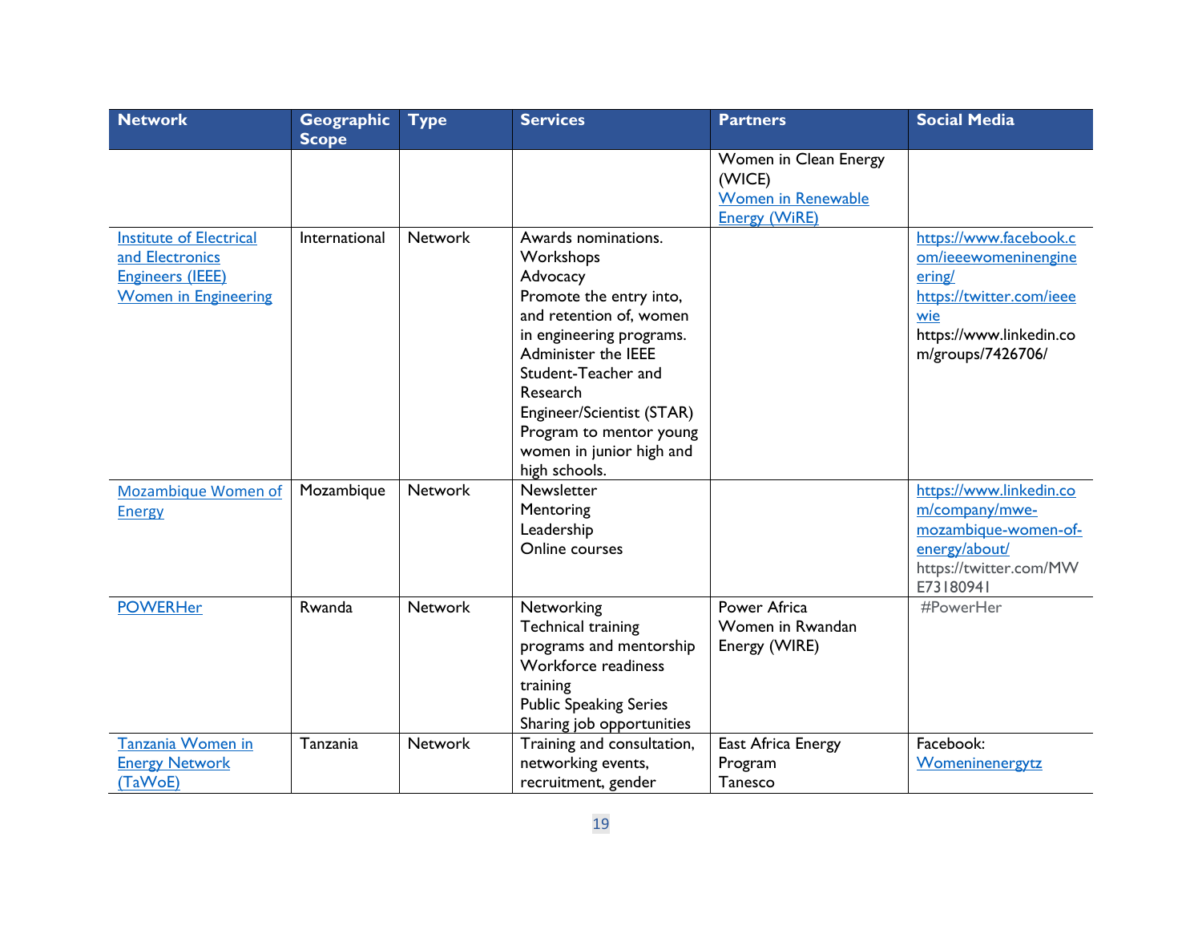| Network | Geographic Scope | Type | Services | Partners | Social Media |
|---|---|---|---|---|---|
| | | | | Women in Clean Energy (WICE)<br>Women in Renewable Energy (WiRE) | |
| Institute of Electrical and Electronics Engineers (IEEE) Women in Engineering | International | Network | Awards nominations.<br>Workshops<br>Advocacy<br>Promote the entry into, and retention of, women in engineering programs.<br>Administer the IEEE Student-Teacher and Research Engineer/Scientist (STAR) Program to mentor young women in junior high and high schools. | | https://www.facebook.com/ieeewomeninengineering/<br>https://twitter.com/ieeewie<br>https://www.linkedin.com/groups/7426706/ |
| Mozambique Women of Energy | Mozambique | Network | Newsletter<br>Mentoring<br>Leadership<br>Online courses | | https://www.linkedin.com/company/mwe-mozambique-women-of-energy/about/<br>https://twitter.com/MWE73180941 |
| POWERHer | Rwanda | Network | Networking<br>Technical training programs and mentorship<br>Workforce readiness training<br>Public Speaking Series<br>Sharing job opportunities | Power Africa<br>Women in Rwandan Energy (WIRE) | #PowerHer |
| Tanzania Women in Energy Network (TaWoE) | Tanzania | Network | Training and consultation, networking events, recruitment, gender | East Africa Energy Program<br>Tanesco | Facebook: Womeninenergytz |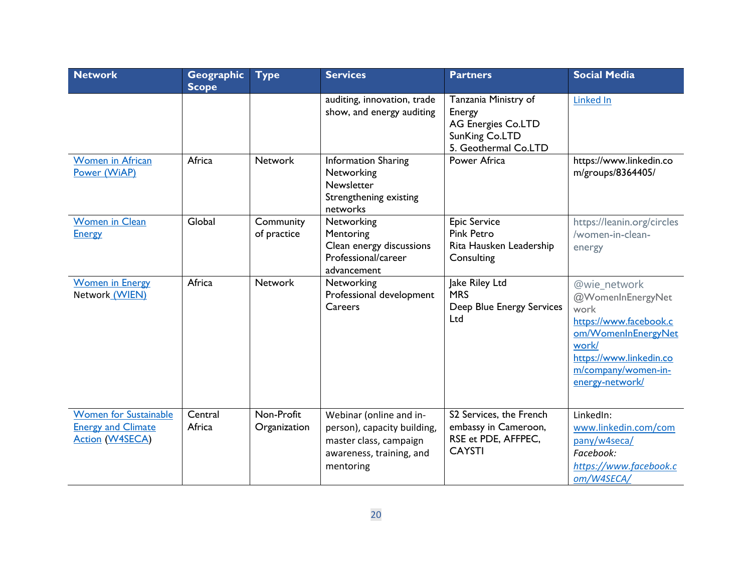| Network | Geographic Scope | Type | Services | Partners | Social Media |
|---|---|---|---|---|---|
| | | | auditing, innovation, trade show, and energy auditing | Tanzania Ministry of Energy<br>AG Energies Co.LTD<br>SunKing Co.LTD<br>5. Geothermal Co.LTD | Linked In |
| Women in African Power (WiAP) | Africa | Network | Information Sharing<br>Networking<br>Newsletter<br>Strengthening existing networks | Power Africa | https://www.linkedin.com/groups/8364405/ |
| Women in Clean Energy | Global | Community of practice | Networking<br>Mentoring<br>Clean energy discussions<br>Professional/career advancement | Epic Service<br>Pink Petro<br>Rita Hausken Leadership Consulting | https://leanin.org/circles/women-in-clean-energy |
| Women in Energy Network (WIEN) | Africa | Network | Networking<br>Professional development<br>Careers | Jake Riley Ltd<br>MRS<br>Deep Blue Energy Services Ltd | @wie_network<br>@WomenInEnergyNetwork<br>https://www.facebook.com/WomenInEnergyNetwork/<br>https://www.linkedin.com/company/women-in-energy-network/ |
| Women for Sustainable Energy and Climate Action (W4SECA) | Central Africa | Non-Profit Organization | Webinar (online and in-person), capacity building, master class, campaign awareness, training, and mentoring | S2 Services, the French embassy in Cameroon, RSE et PDE, AFFPEC, CAYSTI | LinkedIn: www.linkedin.com/company/w4seca/<br>*Facebook:*<br>*https://www.facebook.com/W4SECA/* |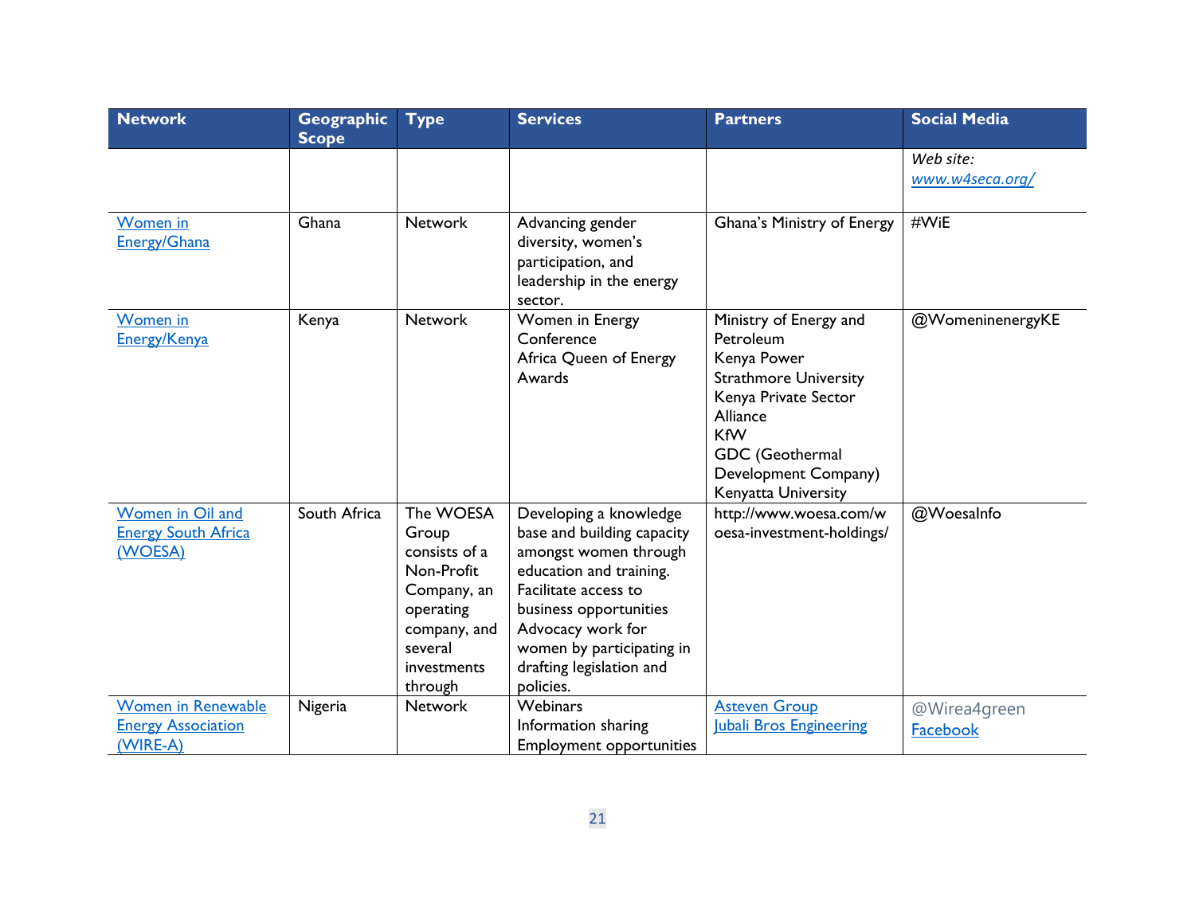| Network | Geographic Scope | Type | Services | Partners | Social Media |
|---|---|---|---|---|---|
| | | | | | *Web site:* *www.w4seca.org/* |
| Women in Energy/Ghana | Ghana | Network | Advancing gender diversity, women's participation, and leadership in the energy sector. | Ghana's Ministry of Energy | #WiE |
| Women in Energy/Kenya | Kenya | Network | Women in Energy Conference<br>Africa Queen of Energy Awards | Ministry of Energy and Petroleum<br>Kenya Power<br>Strathmore University<br>Kenya Private Sector Alliance<br>KfW<br>GDC (Geothermal Development Company)<br>Kenyatta University | @WomeninenergyKE |
| Women in Oil and Energy South Africa (WOESA) | South Africa | The WOESA Group consists of a Non-Profit Company, an operating company, and several investments through | Developing a knowledge base and building capacity amongst women through education and training.<br>Facilitate access to business opportunities<br>Advocacy work for women by participating in drafting legislation and policies. | http://www.woesa.com/woesa-investment-holdings/ | @WoesaInfo |
| Women in Renewable Energy Association (WIRE-A) | Nigeria | Network | Webinars<br>Information sharing<br>Employment opportunities | Asteven Group<br>Jubali Bros Engineering | @Wirea4green<br>Facebook |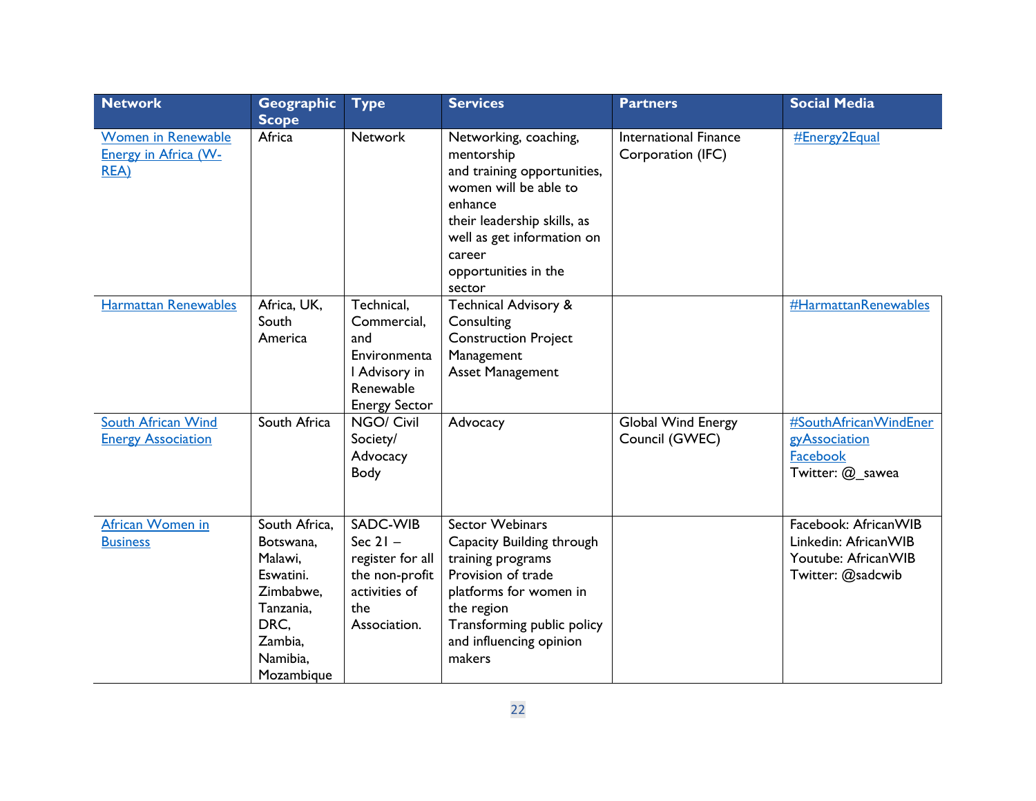| Network | Geographic Scope | Type | Services | Partners | Social Media |
|---|---|---|---|---|---|
| Women in Renewable Energy in Africa (W-REA) | Africa | Network | Networking, coaching, mentorship and training opportunities, women will be able to enhance their leadership skills, as well as get information on career opportunities in the sector | International Finance Corporation (IFC) | #Energy2Equal |
| Harmattan Renewables | Africa, UK, South America | Technical, Commercial, and Environmental Advisory in Renewable Energy Sector | Technical Advisory & Consulting<br>Construction Project Management<br>Asset Management | | #HarmattanRenewables |
| South African Wind Energy Association | South Africa | NGO/ Civil Society/ Advocacy Body | Advocacy | Global Wind Energy Council (GWEC) | #SouthAfricanWindEnergyAssociation<br>Facebook<br>Twitter: @_sawea |
| African Women in Business | South Africa, Botswana, Malawi, Eswatini. Zimbabwe, Tanzania, DRC, Zambia, Namibia, Mozambique | SADC-WIB Sec 21 – register for all the non-profit activities of the Association. | Sector Webinars<br>Capacity Building through training programs<br>Provision of trade platforms for women in the region<br>Transforming public policy and influencing opinion makers | | Facebook: AfricanWIB<br>Linkedin: AfricanWIB<br>Youtube: AfricanWIB<br>Twitter: @sadcwib |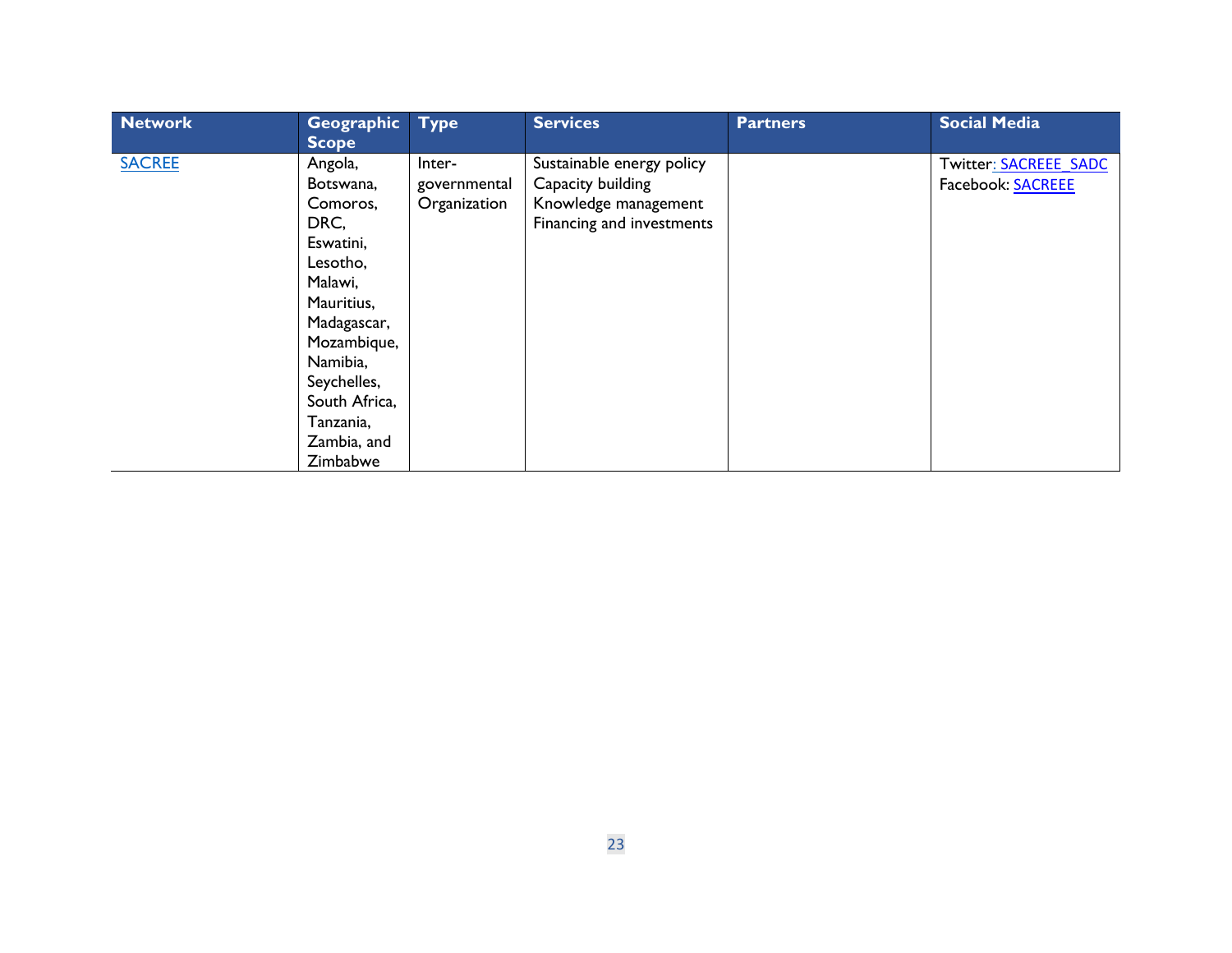| Network | Geographic Scope | Type | Services | Partners | Social Media |
|---|---|---|---|---|---|
| SACREE | Angola, Botswana, Comoros, DRC, Eswatini, Lesotho, Malawi, Mauritius, Madagascar, Mozambique, Namibia, Seychelles, South Africa, Tanzania, Zambia, and Zimbabwe | Inter-governmental Organization | Sustainable energy policy<br>Capacity building<br>Knowledge management<br>Financing and investments | | Twitter: SACREEE_SADC<br>Facebook: SACREEE |